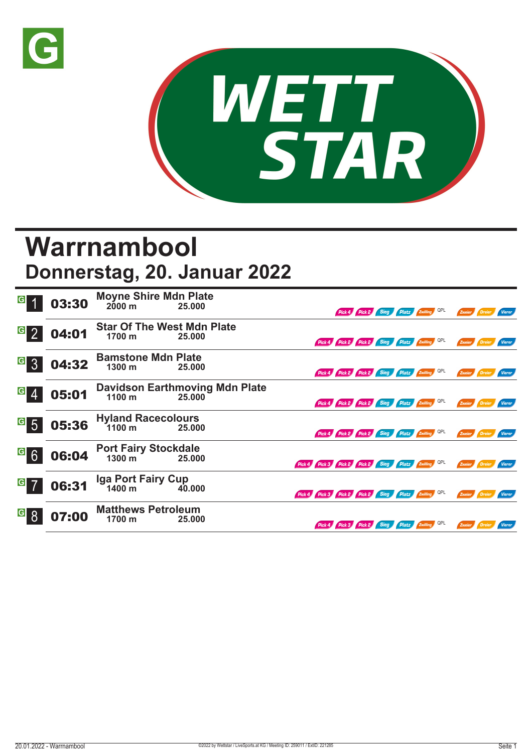# Warrnambool

## Donnerstag, 20. Januar 2022

| Nr. | Zeit | Rennen | Distanz | Preisgeld | Wetten |
|---|---|---|---|---|---|
| 1 | 03:30 | Moyne Shire Mdn Plate | 2000 m | 25.000 | Pick 4, Pick 2, Sieg, Platz, Zwilling, QPL, Zweier, Dreier, Vierer |
| 2 | 04:01 | Star Of The West Mdn Plate | 1700 m | 25.000 | Pick 4, Pick 2, Pick 2, Sieg, Platz, Zwilling, QPL, Zweier, Dreier, Vierer |
| 3 | 04:32 | Bamstone Mdn Plate | 1300 m | 25.000 | Pick 4, Pick 2, Pick 2, Sieg, Platz, Zwilling, QPL, Zweier, Dreier, Vierer |
| 4 | 05:01 | Davidson Earthmoving Mdn Plate | 1100 m | 25.000 | Pick 4, Pick 2, Pick 2, Sieg, Platz, Zwilling, QPL, Zweier, Dreier, Vierer |
| 5 | 05:36 | Hyland Racecolours | 1100 m | 25.000 | Pick 4, Pick 2, Pick 2, Sieg, Platz, Zwilling, QPL, Zweier, Dreier, Vierer |
| 6 | 06:04 | Port Fairy Stockdale | 1300 m | 25.000 | Pick 4, Pick 3, Pick 2, Pick 2, Sieg, Platz, Zwilling, QPL, Zweier, Dreier, Vierer |
| 7 | 06:31 | Iga Port Fairy Cup | 1400 m | 40.000 | Pick 4, Pick 3, Pick 2, Pick 2, Sieg, Platz, Zwilling, QPL, Zweier, Dreier, Vierer |
| 8 | 07:00 | Matthews Petroleum | 1700 m | 25.000 | Pick 4, Pick 3, Pick 2, Sieg, Platz, Zwilling, QPL, Zweier, Dreier, Vierer |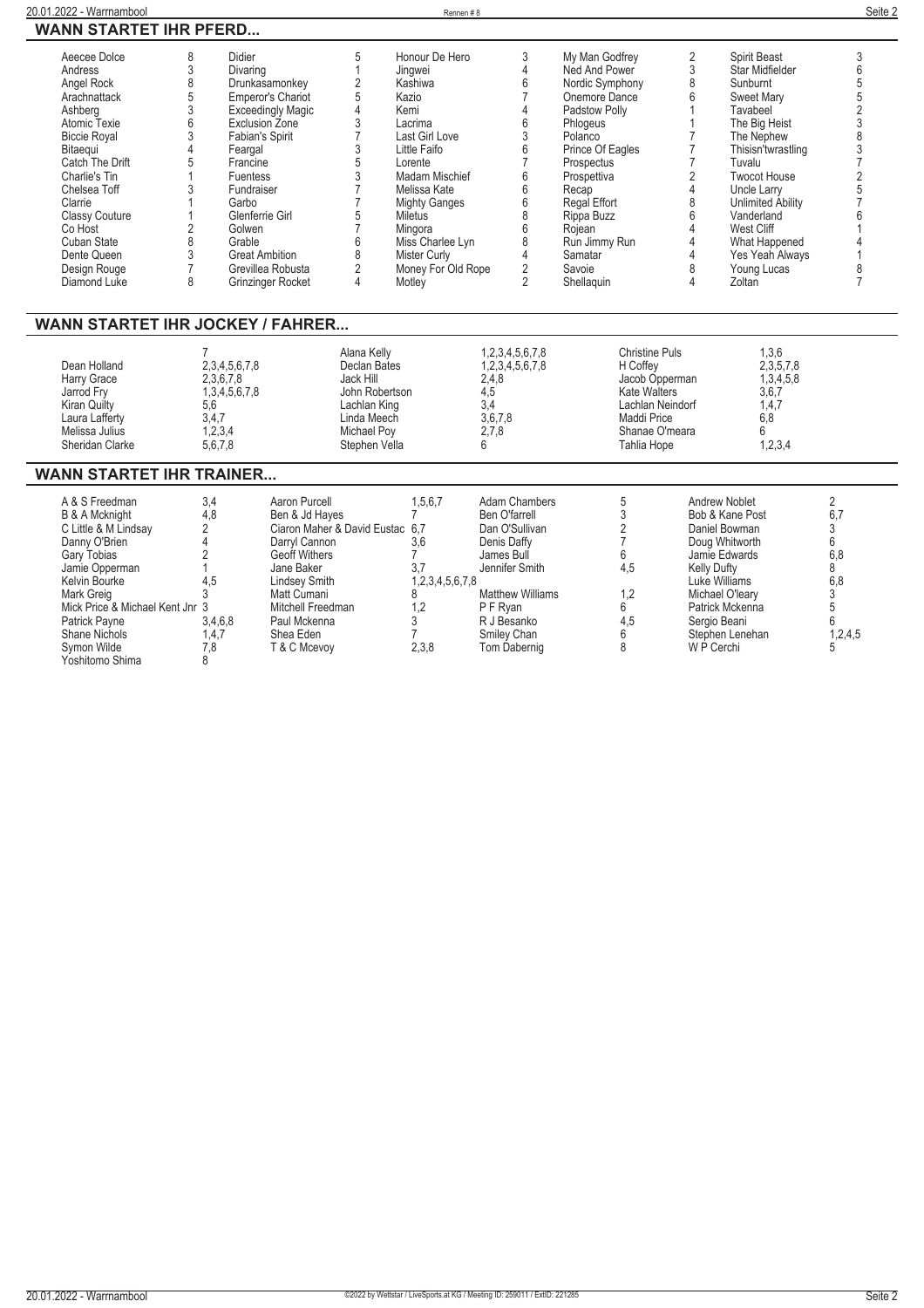## WANN STARTET IHR PFERD...

| Pferd | Rennen | Pferd | Rennen | Pferd | Rennen | Pferd | Rennen | Pferd | Rennen |
|---|---|---|---|---|---|---|---|---|---|
| Aeecee Dolce | 8 | Didier | 5 | Honour De Hero | 3 | My Man Godfrey | 2 | Spirit Beast | 3 |
| Andress | 3 | Divaring | 1 | Jingwei | 4 | Ned And Power | 3 | Star Midfielder | 6 |
| Angel Rock | 8 | Drunkasamonkey | 2 | Kashiwa | 6 | Nordic Symphony | 8 | Sunburnt | 5 |
| Arachnattack | 5 | Emperor's Chariot | 5 | Kazio | 7 | Onemore Dance | 6 | Sweet Mary | 5 |
| Ashberg | 3 | Exceedingly Magic | 4 | Kemi | 4 | Padstow Polly | 1 | Tavabeel | 2 |
| Atomic Texie | 6 | Exclusion Zone | 3 | Lacrima | 6 | Phlogeus | 1 | The Big Heist | 3 |
| Biccie Royal | 3 | Fabian's Spirit | 7 | Last Girl Love | 3 | Polanco | 7 | The Nephew | 8 |
| Bitaequi | 4 | Feargal | 3 | Little Faifo | 6 | Prince Of Eagles | 7 | Thisisn'twrastling | 3 |
| Catch The Drift | 5 | Francine | 5 | Lorente | 7 | Prospectus | 7 | Tuvalu | 7 |
| Charlie's Tin | 1 | Fuentess | 3 | Madam Mischief | 6 | Prospettiva | 2 | Twocot House | 2 |
| Chelsea Toff | 3 | Fundraiser | 7 | Melissa Kate | 6 | Recap | 4 | Uncle Larry | 5 |
| Clarrie | 1 | Garbo | 7 | Mighty Ganges | 6 | Regal Effort | 8 | Unlimited Ability | 7 |
| Classy Couture | 1 | Glenferrie Girl | 5 | Miletus | 8 | Rippa Buzz | 6 | Vanderland | 6 |
| Co Host | 2 | Golwen | 7 | Mingora | 6 | Rojean | 4 | West Cliff | 1 |
| Cuban State | 8 | Grable | 6 | Miss Charlee Lyn | 8 | Run Jimmy Run | 4 | What Happened | 4 |
| Dente Queen | 3 | Great Ambition | 8 | Mister Curly | 4 | Samatar | 4 | Yes Yeah Always | 1 |
| Design Rouge | 7 | Grevillea Robusta | 2 | Money For Old Rope | 2 | Savoie | 8 | Young Lucas | 8 |
| Diamond Luke | 8 | Grinzinger Rocket | 4 | Motley | 2 | Shellaquin | 4 | Zoltan | 7 |

## WANN STARTET IHR JOCKEY / FAHRER...

| Jockey / Fahrer | Rennen | Jockey / Fahrer | Rennen | Jockey / Fahrer | Rennen |
|---|---|---|---|---|---|
| | 7 | Alana Kelly | 1,2,3,4,5,6,7,8 | Christine Puls | 1,3,6 |
| Dean Holland | 2,3,4,5,6,7,8 | Declan Bates | 1,2,3,4,5,6,7,8 | H Coffey | 2,3,5,7,8 |
| Harry Grace | 2,3,6,7,8 | Jack Hill | 2,4,8 | Jacob Opperman | 1,3,4,5,8 |
| Jarrod Fry | 1,3,4,5,6,7,8 | John Robertson | 4,5 | Kate Walters | 3,6,7 |
| Kiran Quilty | 5,6 | Lachlan King | 3,4 | Lachlan Neindorf | 1,4,7 |
| Laura Lafferty | 3,4,7 | Linda Meech | 3,6,7,8 | Maddi Price | 6,8 |
| Melissa Julius | 1,2,3,4 | Michael Poy | 2,7,8 | Shanae O'meara | 6 |
| Sheridan Clarke | 5,6,7,8 | Stephen Vella | 6 | Tahlia Hope | 1,2,3,4 |

## WANN STARTET IHR TRAINER...

| Trainer | Rennen | Trainer | Rennen | Trainer | Rennen | Trainer | Rennen |
|---|---|---|---|---|---|---|---|
| A & S Freedman | 3,4 | Aaron Purcell | 1,5,6,7 | Adam Chambers | 5 | Andrew Noblet | 2 |
| B & A Mcknight | 4,8 | Ben & Jd Hayes | 7 | Ben O'farrell | 3 | Bob & Kane Post | 6,7 |
| C Little & M Lindsay | 2 | Ciaron Maher & David Eustac | 6,7 | Dan O'Sullivan | 2 | Daniel Bowman | 3 |
| Danny O'Brien | 4 | Darryl Cannon | 3,6 | Denis Daffy | 7 | Doug Whitworth | 6 |
| Gary Tobias | 2 | Geoff Withers | 7 | James Bull | 6 | Jamie Edwards | 6,8 |
| Jamie Opperman | 1 | Jane Baker | 3,7 | Jennifer Smith | 4,5 | Kelly Dufty | 8 |
| Kelvin Bourke | 4,5 | Lindsey Smith | 1,2,3,4,5,6,7,8 | | | Luke Williams | 6,8 |
| Mark Greig | 3 | Matt Cumani | 8 | Matthew Williams | 1,2 | Michael O'leary | 3 |
| Mick Price & Michael Kent Jnr | 3 | Mitchell Freedman | 1,2 | P F Ryan | 6 | Patrick Mckenna | 5 |
| Patrick Payne | 3,4,6,8 | Paul Mckenna | 3 | R J Besanko | 4,5 | Sergio Beani | 6 |
| Shane Nichols | 1,4,7 | Shea Eden | 7 | Smiley Chan | 6 | Stephen Lenehan | 1,2,4,5 |
| Symon Wilde | 7,8 | T & C Mcevoy | 2,3,8 | Tom Dabernig | 8 | W P Cerchi | 5 |
| Yoshitomo Shima | 8 | | | | | | |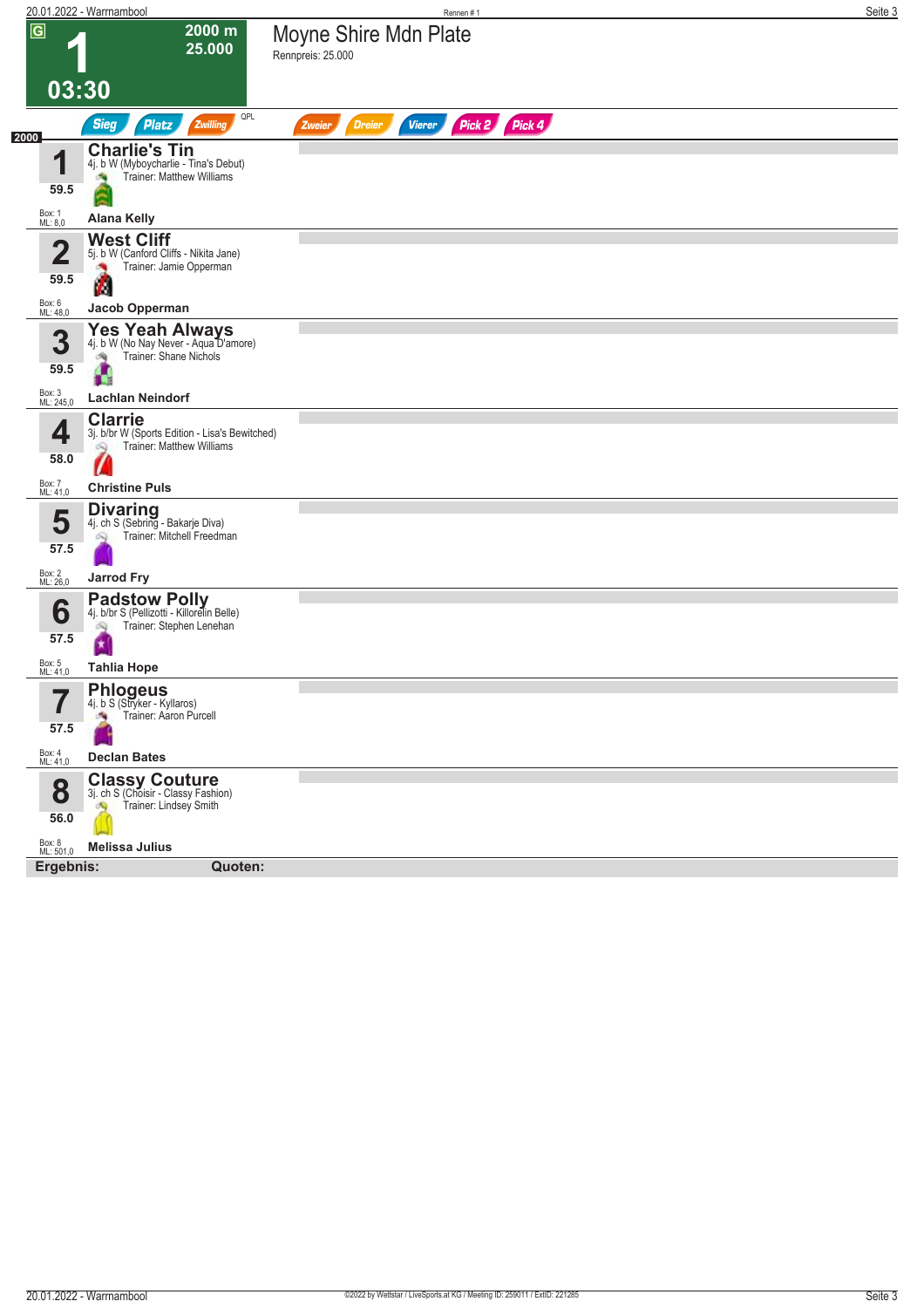# 1 – Moyne Shire Mdn Plate

**G** | **2000 m** | **25.000** | **03:30**

Rennpreis: 25.000

Sieg | Platz | Zwilling | QPL | Zweier | Dreier | Vierer | Pick 2 | Pick 4

**2000**

| Nr. | Gewicht | Pferd | Box | ML | Jockey |
|---|---|---|---|---|---|
| 1 | 59.5 | **Charlie's Tin** – 4j. b W (Myboycharlie - Tina's Debut) – Trainer: Matthew Williams | 1 | 8,0 | Alana Kelly |
| 2 | 59.5 | **West Cliff** – 5j. b W (Canford Cliffs - Nikita Jane) – Trainer: Jamie Opperman | 6 | 48,0 | Jacob Opperman |
| 3 | 59.5 | **Yes Yeah Always** – 4j. b W (No Nay Never - Aqua D'amore) – Trainer: Shane Nichols | 3 | 245,0 | Lachlan Neindorf |
| 4 | 58.0 | **Clarrie** – 3j. b/br W (Sports Edition - Lisa's Bewitched) – Trainer: Matthew Williams | 7 | 41,0 | Christine Puls |
| 5 | 57.5 | **Divaring** – 4j. ch S (Sebring - Bakarje Diva) – Trainer: Mitchell Freedman | 2 | 26,0 | Jarrod Fry |
| 6 | 57.5 | **Padstow Polly** – 4j. b/br S (Pellizotti - Killorelin Belle) – Trainer: Stephen Lenehan | 5 | 41,0 | Tahlia Hope |
| 7 | 57.5 | **Phlogeus** – 4j. b S (Stryker - Kyllaros) – Trainer: Aaron Purcell | 4 | 41,0 | Declan Bates |
| 8 | 56.0 | **Classy Couture** – 3j. ch S (Choisir - Classy Fashion) – Trainer: Lindsey Smith | 8 | 501,0 | Melissa Julius |

**Ergebnis:** **Quoten:**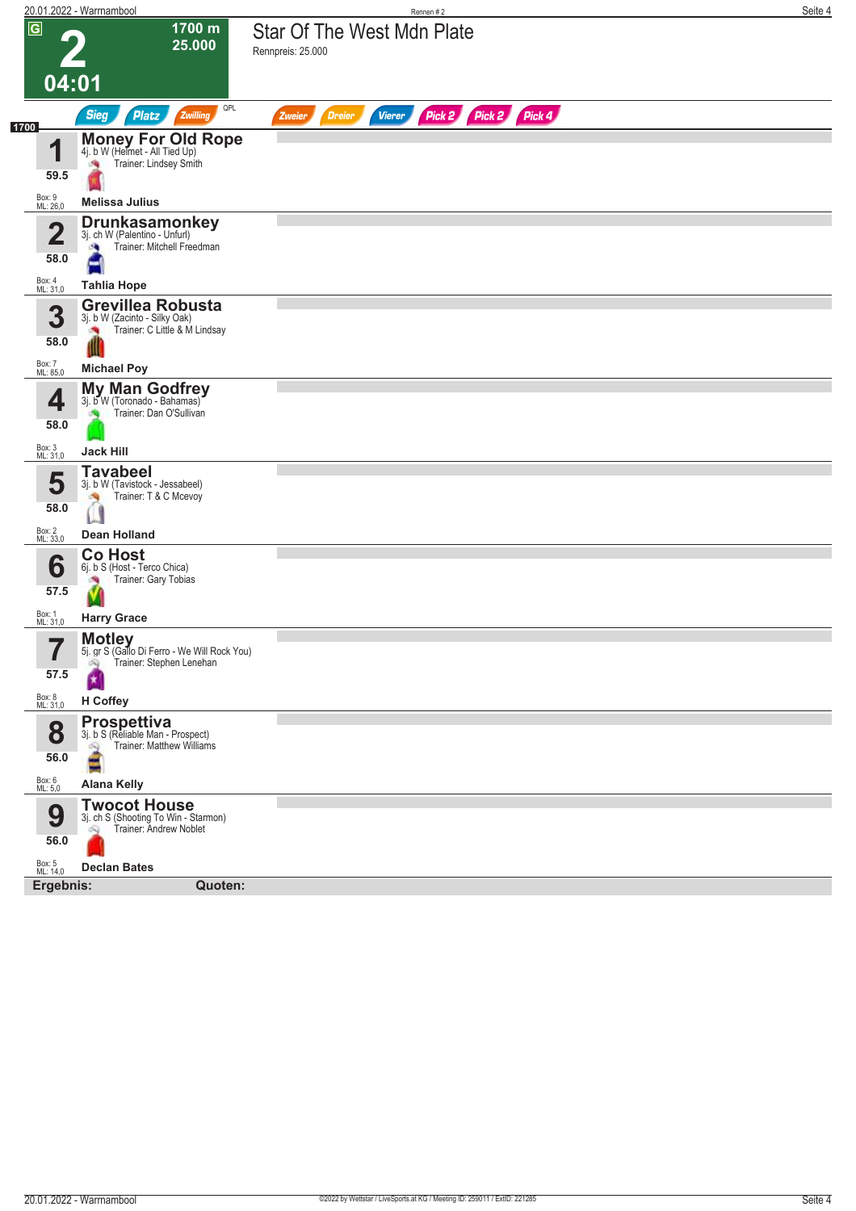# 2

**1700 m**
**25.000**

**04:01**

## Star Of The West Mdn Plate

Rennpreis: 25.000

Sieg | Platz | Zwilling | QPL | Zweier | Dreier | Vierer | Pick 2 | Pick 2 | Pick 4

**1700**

| Nr. | Pferd | Details | Trainer | Gewicht | Box / ML | Jockey |
|---|---|---|---|---|---|---|
| 1 | **Money For Old Rope** | 4j. b W (Helmet - All Tied Up) | Trainer: Lindsey Smith | 59.5 | Box: 9 ML: 26,0 | **Melissa Julius** |
| 2 | **Drunkasamonkey** | 3j. ch W (Palentino - Unfurl) | Trainer: Mitchell Freedman | 58.0 | Box: 4 ML: 31,0 | **Tahlia Hope** |
| 3 | **Grevillea Robusta** | 3j. b W (Zacinto - Silky Oak) | Trainer: C Little & M Lindsay | 58.0 | Box: 7 ML: 85,0 | **Michael Poy** |
| 4 | **My Man Godfrey** | 3j. b W (Toronado - Bahamas) | Trainer: Dan O'Sullivan | 58.0 | Box: 3 ML: 31,0 | **Jack Hill** |
| 5 | **Tavabeel** | 3j. b W (Tavistock - Jessabeel) | Trainer: T & C Mcevoy | 58.0 | Box: 2 ML: 33,0 | **Dean Holland** |
| 6 | **Co Host** | 6j. b S (Host - Terco Chica) | Trainer: Gary Tobias | 57.5 | Box: 1 ML: 31,0 | **Harry Grace** |
| 7 | **Motley** | 5j. gr S (Gallo Di Ferro - We Will Rock You) | Trainer: Stephen Lenehan | 57.5 | Box: 8 ML: 31,0 | **H Coffey** |
| 8 | **Prospettiva** | 3j. b S (Reliable Man - Prospect) | Trainer: Matthew Williams | 56.0 | Box: 6 ML: 5,0 | **Alana Kelly** |
| 9 | **Twocot House** | 3j. ch S (Shooting To Win - Starmon) | Trainer: Andrew Noblet | 56.0 | Box: 5 ML: 14,0 | **Declan Bates** |

**Ergebnis:** **Quoten:**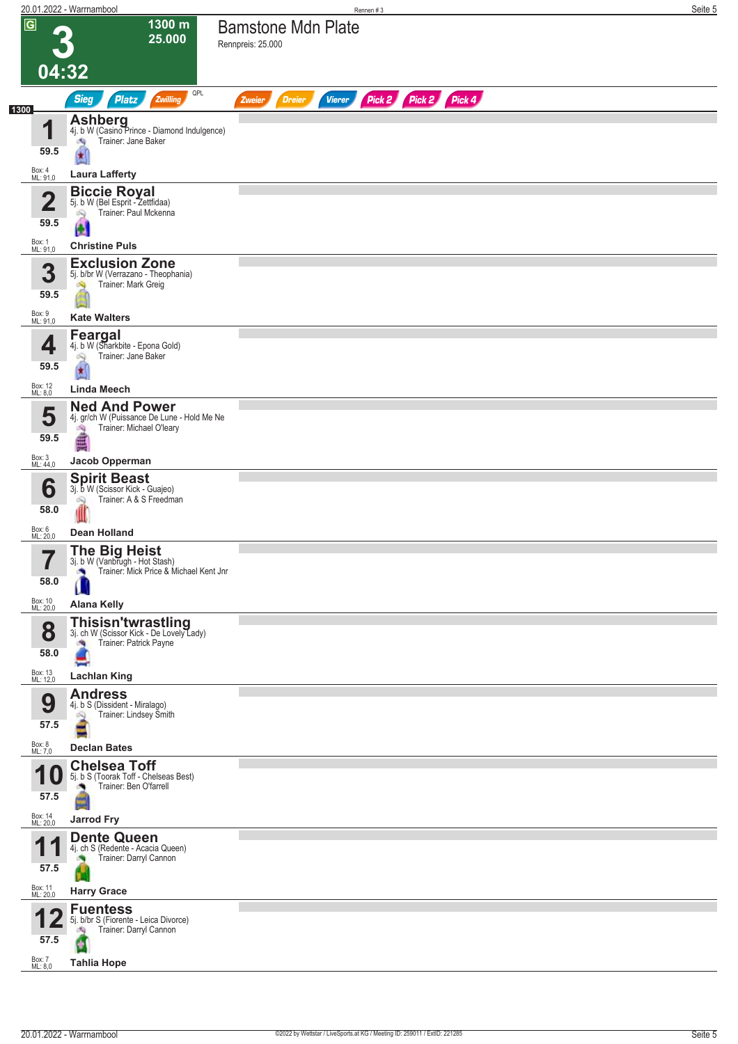# 3 — Bamstone Mdn Plate

**1300 m** | **25.000** | **04:32**

Rennpreis: 25.000

Sieg | Platz | Zwilling | QPL | Zweier | Dreier | Vierer | Pick 2 | Pick 2 | Pick 4

1300

| Nr. | Pferd | Abstammung | Trainer | Jockey | Gewicht | Box | ML |
|---|---|---|---|---|---|---|---|
| 1 | **Ashberg** | 4j. b W (Casino Prince - Diamond Indulgence) | Jane Baker | Laura Lafferty | 59.5 | 4 | 91,0 |
| 2 | **Biccie Royal** | 5j. b W (Bel Esprit - Zettfidaa) | Paul Mckenna | Christine Puls | 59.5 | 1 | 91,0 |
| 3 | **Exclusion Zone** | 5j. b/br W (Verrazano - Theophania) | Mark Greig | Kate Walters | 59.5 | 9 | 91,0 |
| 4 | **Feargal** | 4j. b W (Sharkbite - Epona Gold) | Jane Baker | Linda Meech | 59.5 | 12 | 8,0 |
| 5 | **Ned And Power** | 4j. gr/ch W (Puissance De Lune - Hold Me Ne | Michael O'leary | Jacob Opperman | 59.5 | 3 | 44,0 |
| 6 | **Spirit Beast** | 3j. b W (Scissor Kick - Guajeo) | A & S Freedman | Dean Holland | 58.0 | 6 | 20,0 |
| 7 | **The Big Heist** | 3j. b W (Vanbrugh - Hot Stash) | Mick Price & Michael Kent Jnr | Alana Kelly | 58.0 | 10 | 20,0 |
| 8 | **Thisisn'twrastling** | 3j. ch W (Scissor Kick - De Lovely Lady) | Patrick Payne | Lachlan King | 58.0 | 13 | 12,0 |
| 9 | **Andress** | 4j. b S (Dissident - Miralago) | Lindsey Smith | Declan Bates | 57.5 | 8 | 7,0 |
| 10 | **Chelsea Toff** | 5j. b S (Toorak Toff - Chelseas Best) | Ben O'farrell | Jarrod Fry | 57.5 | 14 | 20,0 |
| 11 | **Dente Queen** | 4j. ch S (Redente - Acacia Queen) | Darryl Cannon | Harry Grace | 57.5 | 11 | 20,0 |
| 12 | **Fuentess** | 5j. b/br S (Fiorente - Leica Divorce) | Darryl Cannon | Tahlia Hope | 57.5 | 7 | 8,0 |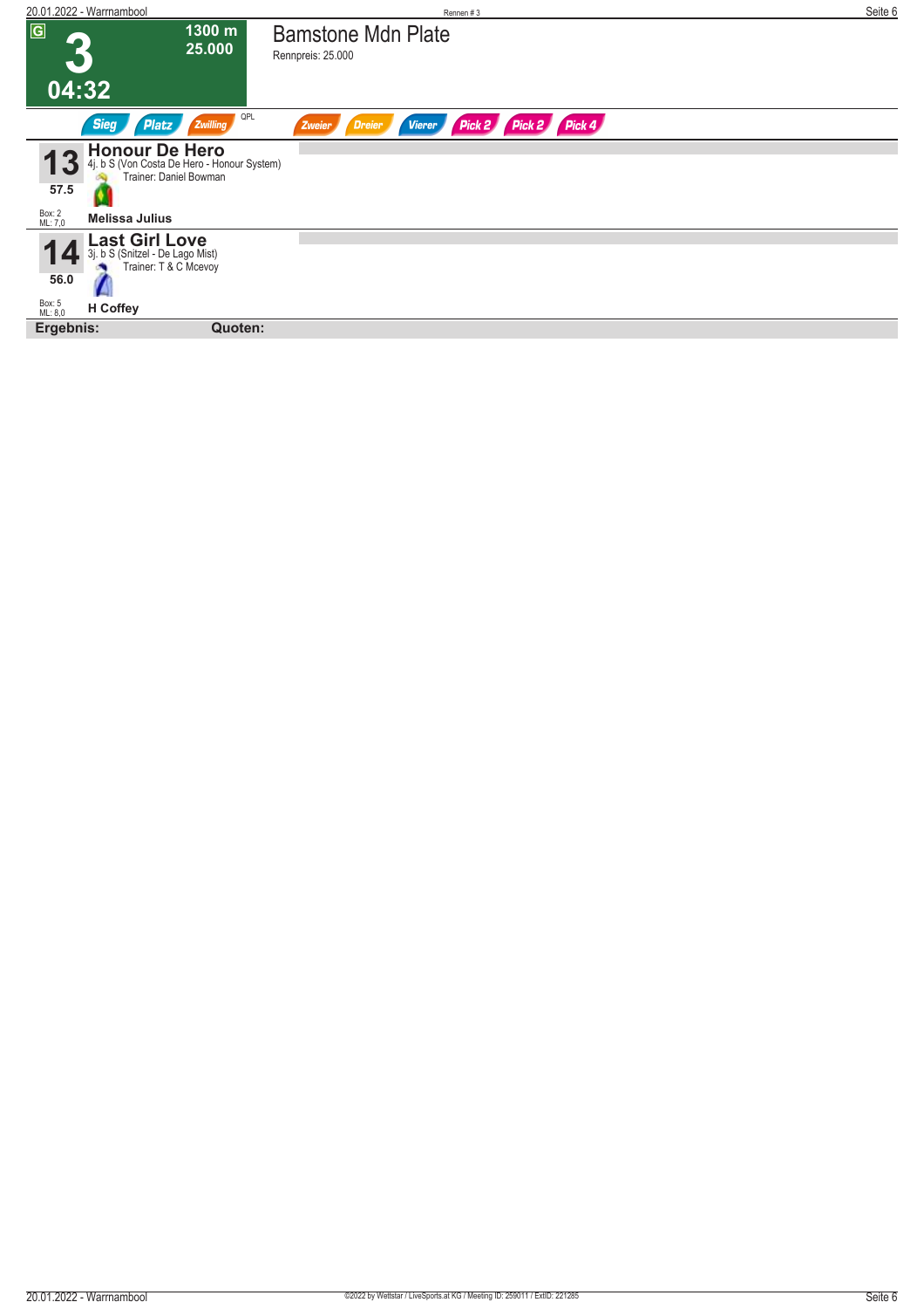**G**

# 3

**1300 m**
**25.000**

**04:32**

## Bamstone Mdn Plate

Rennpreis: 25.000

Sieg | Platz | Zwilling | QPL | Zweier | Dreier | Vierer | Pick 2 | Pick 2 | Pick 4

---

**13** — 57.5 — Box: 2 — ML: 7,0

### Honour De Hero

4j. b S (Von Costa De Hero - Honour System)
Trainer: Daniel Bowman

**Melissa Julius**

---

**14** — 56.0 — Box: 5 — ML: 8,0

### Last Girl Love

3j. b S (Snitzel - De Lago Mist)
Trainer: T & C Mcevoy

**H Coffey**

---

**Ergebnis:** **Quoten:**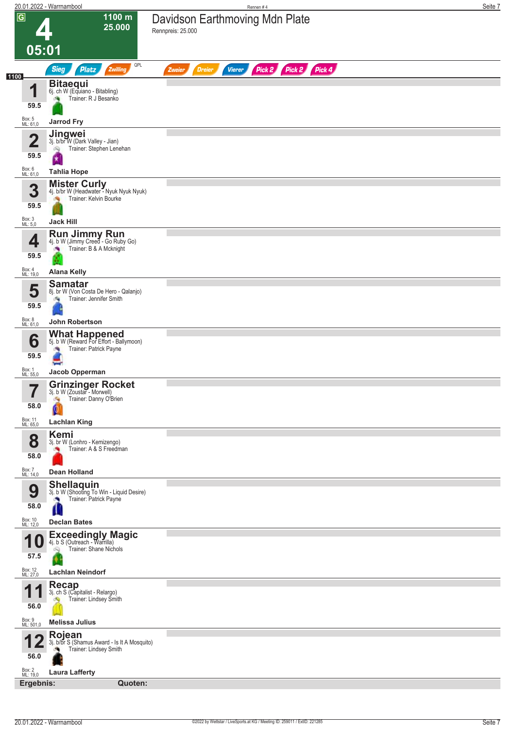# 4

**1100 m**
**25.000**

**05:01**

## Davidson Earthmoving Mdn Plate

Rennpreis: 25.000

Sieg | Platz | Zwilling | QPL | Zweier | Dreier | Vierer | Pick 2 | Pick 2 | Pick 4

**1100**

| Nr. | Pferd | Details | Trainer | Gewicht | Box | ML | Jockey |
|---|---|---|---|---|---|---|---|
| 1 | **Bitaequi** | 6j. ch W (Equiano - Bitabling) | R J Besanko | 59.5 | 5 | 61,0 | **Jarrod Fry** |
| 2 | **Jingwei** | 3j. b/br W (Dark Valley - Jian) | Stephen Lenehan | 59.5 | 6 | 61,0 | **Tahlia Hope** |
| 3 | **Mister Curly** | 4j. b/br W (Headwater - Nyuk Nyuk Nyuk) | Kelvin Bourke | 59.5 | 3 | 5,0 | **Jack Hill** |
| 4 | **Run Jimmy Run** | 4j. b W (Jimmy Creed - Go Ruby Go) | B & A Mcknight | 59.5 | 4 | 19,0 | **Alana Kelly** |
| 5 | **Samatar** | 8j. br W (Von Costa De Hero - Qalanjo) | Jennifer Smith | 59.5 | 8 | 61,0 | **John Robertson** |
| 6 | **What Happened** | 5j. b W (Reward For Effort - Ballymoon) | Patrick Payne | 59.5 | 1 | 55,0 | **Jacob Opperman** |
| 7 | **Grinzinger Rocket** | 3j. b W (Zoustar - Morwell) | Danny O'Brien | 58.0 | 11 | 65,0 | **Lachlan King** |
| 8 | **Kemi** | 3j. br W (Lonhro - Kemizengo) | A & S Freedman | 58.0 | 7 | 14,0 | **Dean Holland** |
| 9 | **Shellaquin** | 3j. b W (Shooting To Win - Liquid Desire) | Patrick Payne | 58.0 | 10 | 12,0 | **Declan Bates** |
| 10 | **Exceedingly Magic** | 4j. b S (Outreach - Warrilla) | Shane Nichols | 57.5 | 12 | 27,0 | **Lachlan Neindorf** |
| 11 | **Recap** | 3j. ch S (Capitalist - Relargo) | Lindsey Smith | 56.0 | 9 | 501,0 | **Melissa Julius** |
| 12 | **Rojean** | 3j. b/br S (Shamus Award - Is It A Mosquito) | Lindsey Smith | 56.0 | 2 | 19,0 | **Laura Lafferty** |

**Ergebnis:** **Quoten:**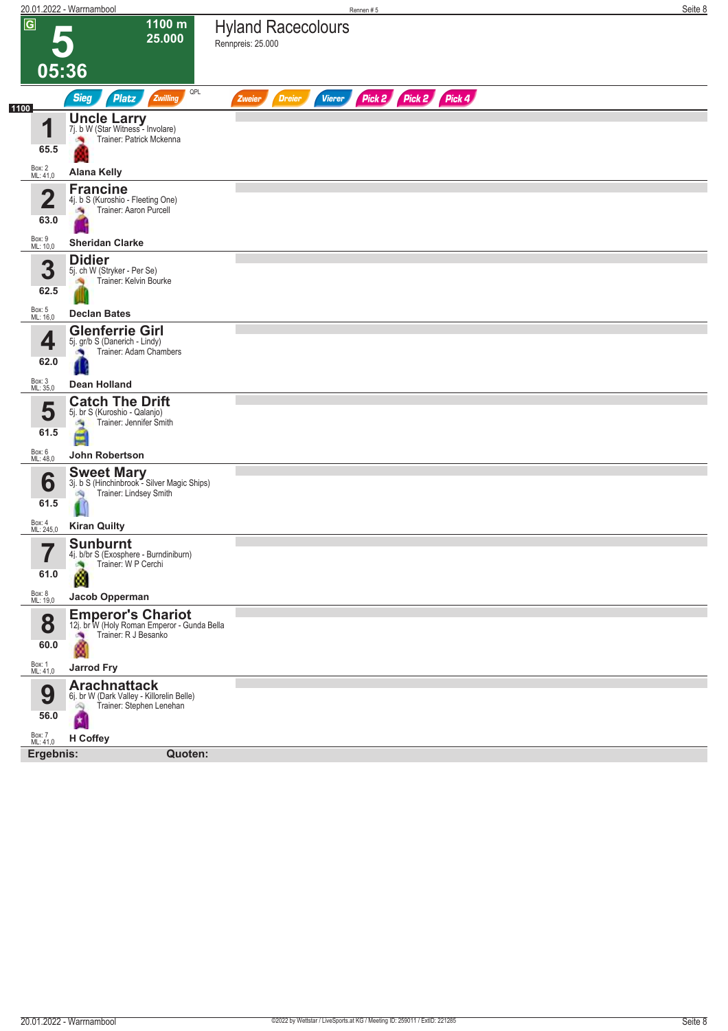# 5 — Hyland Racecolours

G | 1100 m | 25.000 | 05:36

Rennpreis: 25.000

Sieg | Platz | Zwilling | QPL | Zweier | Dreier | Vierer | Pick 2 | Pick 2 | Pick 4

1100

| Nr. | Gewicht | Pferd | Details | Trainer | Jockey | Box | ML |
|---|---|---|---|---|---|---|---|
| 1 | 65.5 | Uncle Larry | 7j. b W (Star Witness - Involare) | Patrick Mckenna | Alana Kelly | 2 | 41,0 |
| 2 | 63.0 | Francine | 4j. b S (Kuroshio - Fleeting One) | Aaron Purcell | Sheridan Clarke | 9 | 10,0 |
| 3 | 62.5 | Didier | 5j. ch W (Stryker - Per Se) | Kelvin Bourke | Declan Bates | 5 | 16,0 |
| 4 | 62.0 | Glenferrie Girl | 5j. gr/b S (Danerich - Lindy) | Adam Chambers | Dean Holland | 3 | 35,0 |
| 5 | 61.5 | Catch The Drift | 5j. br S (Kuroshio - Qalanjo) | Jennifer Smith | John Robertson | 6 | 48,0 |
| 6 | 61.5 | Sweet Mary | 3j. b S (Hinchinbrook - Silver Magic Ships) | Lindsey Smith | Kiran Quilty | 4 | 245,0 |
| 7 | 61.0 | Sunburnt | 4j. b/br S (Exosphere - Burndiniburn) | W P Cerchi | Jacob Opperman | 8 | 19,0 |
| 8 | 60.0 | Emperor's Chariot | 12j. br W (Holy Roman Emperor - Gunda Bella | R J Besanko | Jarrod Fry | 1 | 41,0 |
| 9 | 56.0 | Arachnattack | 6j. br W (Dark Valley - Killorelin Belle) | Stephen Lenehan | H Coffey | 7 | 41,0 |

**Ergebnis:** **Quoten:**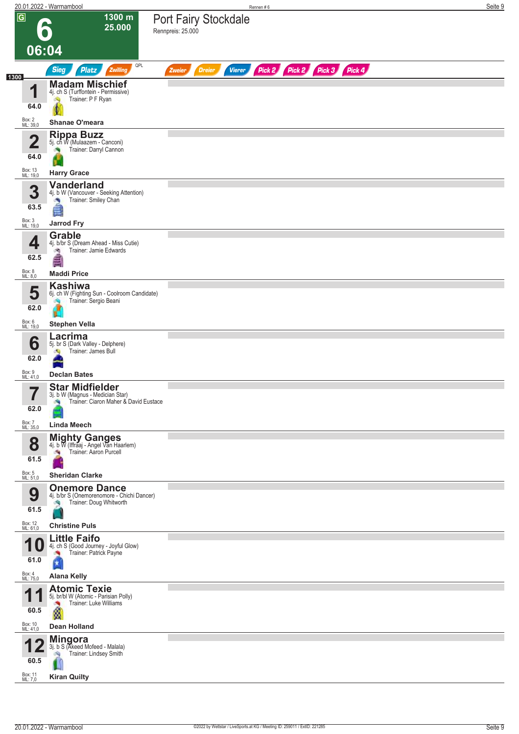# 6

**06:04**

**1300 m**
**25.000**

## Port Fairy Stockdale

Rennpreis: 25.000

Sieg | Platz | Zwilling | QPL | Zweier | Dreier | Vierer | Pick 2 | Pick 2 | Pick 3 | Pick 4

**1300**

| Nr. | Gewicht | Pferd | Box / ML |
|---|---|---|---|
| 1 | 64.0 | **Madam Mischief**<br>4j. ch S (Turffontein - Permissive)<br>Trainer: P F Ryan<br>**Shanae O'meara** | Box: 2<br>ML: 39,0 |
| 2 | 64.0 | **Rippa Buzz**<br>5j. ch W (Mulaazem - Canconi)<br>Trainer: Darryl Cannon<br>**Harry Grace** | Box: 13<br>ML: 19,0 |
| 3 | 63.5 | **Vanderland**<br>4j. b W (Vancouver - Seeking Attention)<br>Trainer: Smiley Chan<br>**Jarrod Fry** | Box: 3<br>ML: 19,0 |
| 4 | 62.5 | **Grable**<br>4j. b/br S (Dream Ahead - Miss Cutie)<br>Trainer: Jamie Edwards<br>**Maddi Price** | Box: 8<br>ML: 8,0 |
| 5 | 62.0 | **Kashiwa**<br>6j. ch W (Fighting Sun - Coolroom Candidate)<br>Trainer: Sergio Beani<br>**Stephen Vella** | Box: 6<br>ML: 19,0 |
| 6 | 62.0 | **Lacrima**<br>5j. br S (Dark Valley - Delphere)<br>Trainer: James Bull<br>**Declan Bates** | Box: 9<br>ML: 41,0 |
| 7 | 62.0 | **Star Midfielder**<br>3j. b W (Magnus - Medician Star)<br>Trainer: Ciaron Maher & David Eustace<br>**Linda Meech** | Box: 7<br>ML: 35,0 |
| 8 | 61.5 | **Mighty Ganges**<br>4j. b W (Iffraaj - Angel Van Haarlem)<br>Trainer: Aaron Purcell<br>**Sheridan Clarke** | Box: 5<br>ML: 51,0 |
| 9 | 61.5 | **Onemore Dance**<br>4j. b/br S (Onemorenomore - Chichi Dancer)<br>Trainer: Doug Whitworth<br>**Christine Puls** | Box: 12<br>ML: 61,0 |
| 10 | 61.0 | **Little Faifo**<br>4j. ch S (Good Journey - Joyful Glow)<br>Trainer: Patrick Payne<br>**Alana Kelly** | Box: 4<br>ML: 75,0 |
| 11 | 60.5 | **Atomic Texie**<br>5j. br/bl W (Atomic - Parisian Polly)<br>Trainer: Luke Williams<br>**Dean Holland** | Box: 10<br>ML: 41,0 |
| 12 | 60.5 | **Mingora**<br>3j. b S (Akeed Mofeed - Malala)<br>Trainer: Lindsey Smith<br>**Kiran Quilty** | Box: 11<br>ML: 7,0 |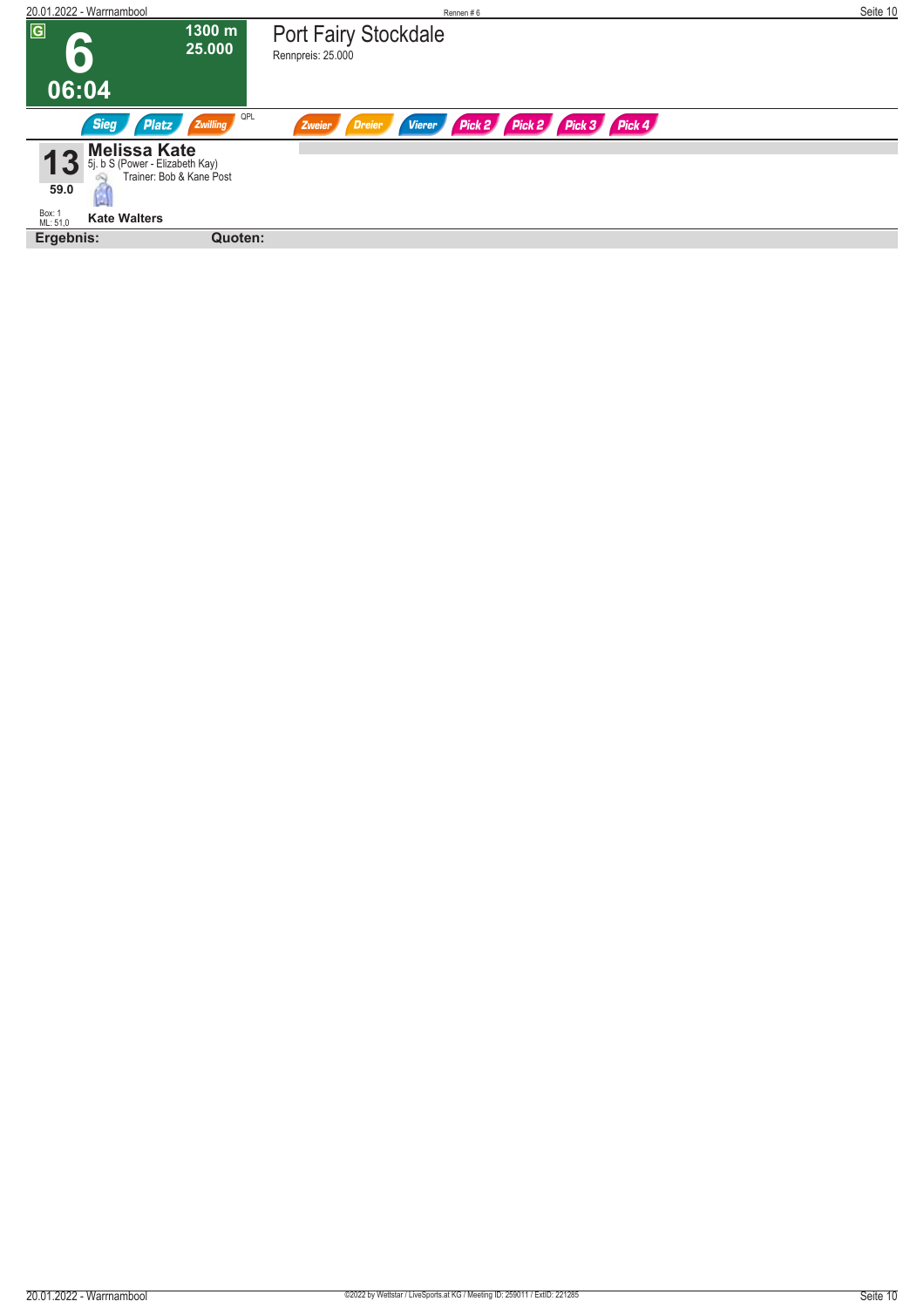G

# 6

06:04

1300 m
25.000

## Port Fairy Stockdale

Rennpreis: 25.000

Sieg Platz Zwilling QPL Zweier Dreier Vierer Pick 2 Pick 2 Pick 3 Pick 4

**13** **Melissa Kate**
5j. b S (Power - Elizabeth Kay)
Trainer: Bob & Kane Post

59.0

Box: 1
ML: 51,0

**Kate Walters**

**Ergebnis:** **Quoten:**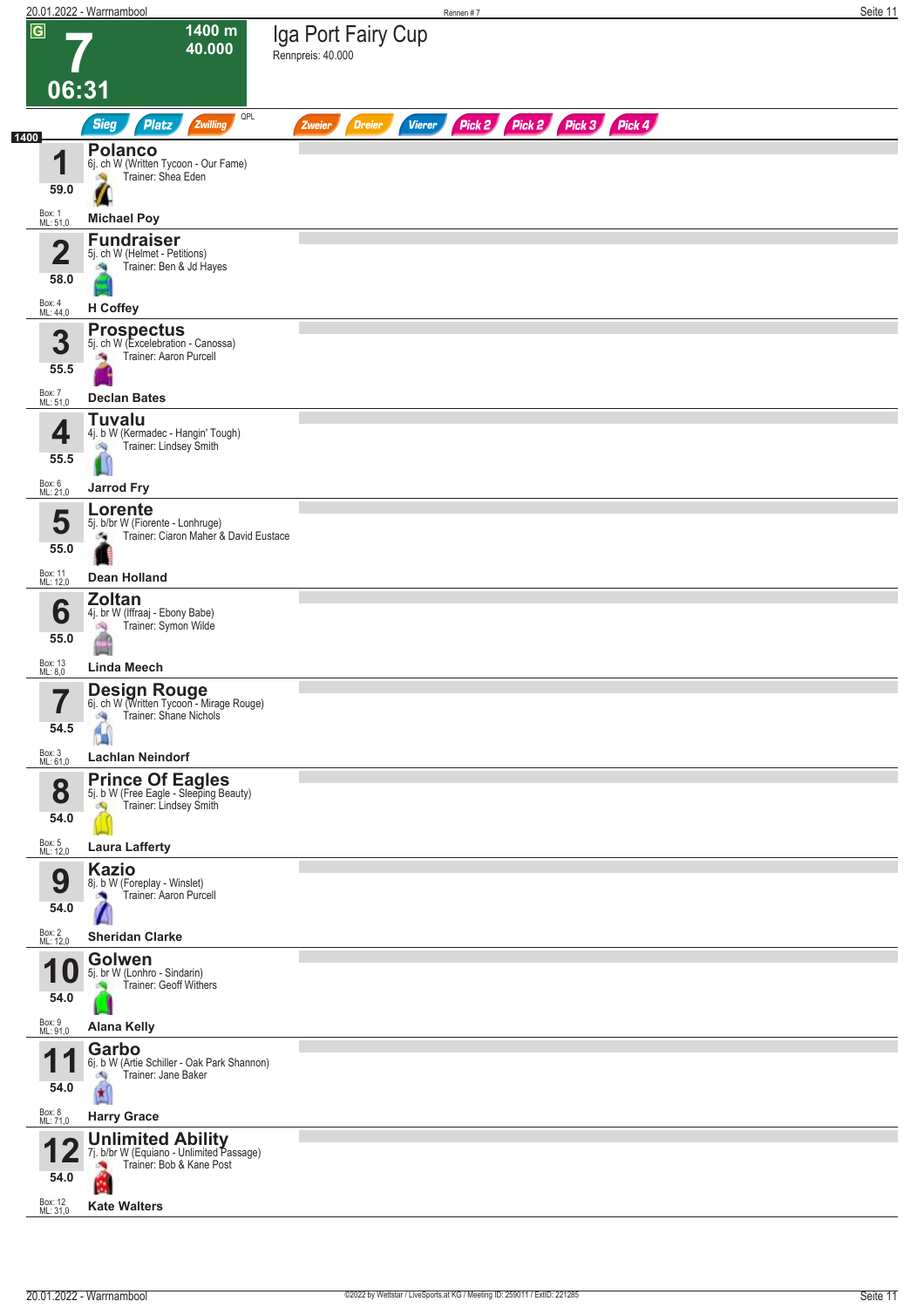# 7

**1400 m**
**40.000**

**06:31**

## Iga Port Fairy Cup

Rennpreis: 40.000

Sieg | Platz | Zwilling | QPL | Zweier | Dreier | Vierer | Pick 2 | Pick 2 | Pick 3 | Pick 4

**1400**

| Nr. | Gewicht | Pferd | Details | Trainer | Jockey | Box | ML |
|---|---|---|---|---|---|---|---|
| 1 | 59.0 | **Polanco** | 6j. ch W (Written Tycoon - Our Fame) | Trainer: Shea Eden | **Michael Poy** | Box: 1 | ML: 51,0 |
| 2 | 58.0 | **Fundraiser** | 5j. ch W (Helmet - Petitions) | Trainer: Ben & Jd Hayes | **H Coffey** | Box: 4 | ML: 44,0 |
| 3 | 55.5 | **Prospectus** | 5j. ch W (Excelebration - Canossa) | Trainer: Aaron Purcell | **Declan Bates** | Box: 7 | ML: 51,0 |
| 4 | 55.5 | **Tuvalu** | 4j. b W (Kermadec - Hangin' Tough) | Trainer: Lindsey Smith | **Jarrod Fry** | Box: 6 | ML: 21,0 |
| 5 | 55.0 | **Lorente** | 5j. b/br W (Fiorente - Lonhruge) | Trainer: Ciaron Maher & David Eustace | **Dean Holland** | Box: 11 | ML: 12,0 |
| 6 | 55.0 | **Zoltan** | 4j. br W (Iffraaj - Ebony Babe) | Trainer: Symon Wilde | **Linda Meech** | Box: 13 | ML: 8,0 |
| 7 | 54.5 | **Design Rouge** | 6j. ch W (Written Tycoon - Mirage Rouge) | Trainer: Shane Nichols | **Lachlan Neindorf** | Box: 3 | ML: 61,0 |
| 8 | 54.0 | **Prince Of Eagles** | 5j. b W (Free Eagle - Sleeping Beauty) | Trainer: Lindsey Smith | **Laura Lafferty** | Box: 5 | ML: 12,0 |
| 9 | 54.0 | **Kazio** | 8j. b W (Foreplay - Winslet) | Trainer: Aaron Purcell | **Sheridan Clarke** | Box: 2 | ML: 12,0 |
| 10 | 54.0 | **Golwen** | 5j. br W (Lonhro - Sindarin) | Trainer: Geoff Withers | **Alana Kelly** | Box: 9 | ML: 91,0 |
| 11 | 54.0 | **Garbo** | 6j. b W (Artie Schiller - Oak Park Shannon) | Trainer: Jane Baker | **Harry Grace** | Box: 8 | ML: 71,0 |
| 12 | 54.0 | **Unlimited Ability** | 7j. b/br W (Equiano - Unlimited Passage) | Trainer: Bob & Kane Post | **Kate Walters** | Box: 12 | ML: 31,0 |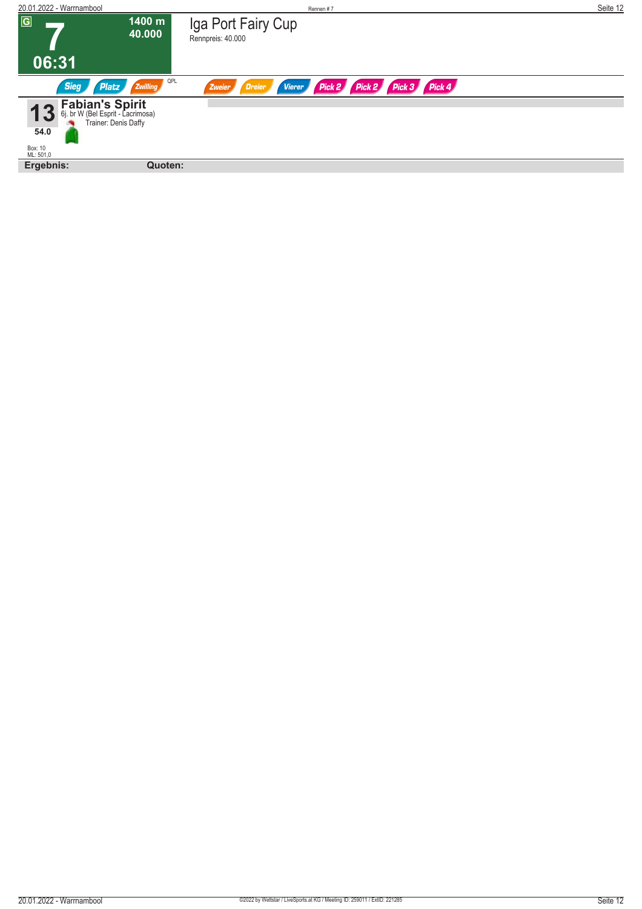G

# 7

06:31

1400 m
40.000

## Iga Port Fairy Cup

Rennpreis: 40.000

Sieg | Platz | Zwilling | QPL | Zweier | Dreier | Vierer | Pick 2 | Pick 2 | Pick 3 | Pick 4

**13** **Fabian's Spirit**
6j. br W (Bel Esprit - Lacrimosa)
Trainer: Denis Daffy

54.0

Box: 10
ML: 501,0

**Ergebnis:** **Quoten:**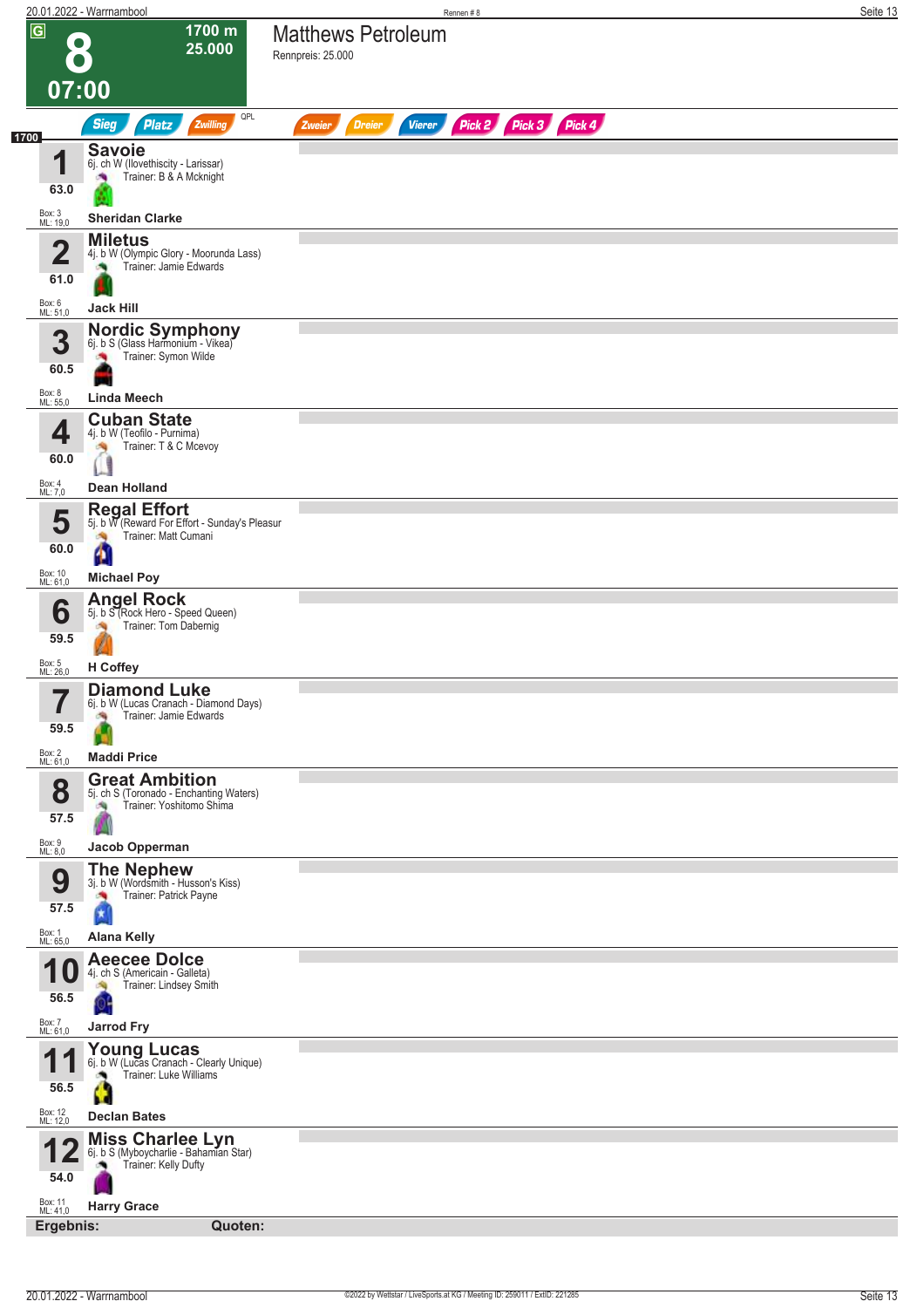# 8 — Matthews Petroleum

G | 1700 m | 25.000 | 07:00

Rennpreis: 25.000

Sieg | Platz | Zwilling | QPL | Zweier | Dreier | Vierer | Pick 2 | Pick 3 | Pick 4

1700

| Nr. | Gewicht | Pferd | Abstammung | Trainer | Jockey | Box | ML |
| --- | --- | --- | --- | --- | --- | --- | --- |
| 1 | 63.0 | **Savoie** | 6j. ch W (Ilovethiscity - Larissar) | B & A Mcknight | Sheridan Clarke | 3 | 19,0 |
| 2 | 61.0 | **Miletus** | 4j. b W (Olympic Glory - Moorunda Lass) | Jamie Edwards | Jack Hill | 6 | 51,0 |
| 3 | 60.5 | **Nordic Symphony** | 6j. b S (Glass Harmonium - Vikea) | Symon Wilde | Linda Meech | 8 | 55,0 |
| 4 | 60.0 | **Cuban State** | 4j. b W (Teofilo - Purnima) | T & C Mcevoy | Dean Holland | 4 | 7,0 |
| 5 | 60.0 | **Regal Effort** | 5j. b W (Reward For Effort - Sunday's Pleasur | Matt Cumani | Michael Poy | 10 | 61,0 |
| 6 | 59.5 | **Angel Rock** | 5j. b S (Rock Hero - Speed Queen) | Tom Dabernig | H Coffey | 5 | 26,0 |
| 7 | 59.5 | **Diamond Luke** | 6j. b W (Lucas Cranach - Diamond Days) | Jamie Edwards | Maddi Price | 2 | 61,0 |
| 8 | 57.5 | **Great Ambition** | 5j. ch S (Toronado - Enchanting Waters) | Yoshitomo Shima | Jacob Opperman | 9 | 8,0 |
| 9 | 57.5 | **The Nephew** | 3j. b W (Wordsmith - Husson's Kiss) | Patrick Payne | Alana Kelly | 1 | 65,0 |
| 10 | 56.5 | **Aeecee Dolce** | 4j. ch S (Americain - Galleta) | Lindsey Smith | Jarrod Fry | 7 | 61,0 |
| 11 | 56.5 | **Young Lucas** | 6j. b W (Lucas Cranach - Clearly Unique) | Luke Williams | Declan Bates | 12 | 12,0 |
| 12 | 54.0 | **Miss Charlee Lyn** | 6j. b S (Myboycharlie - Bahamian Star) | Kelly Dufty | Harry Grace | 11 | 41,0 |

**Ergebnis:** **Quoten:**